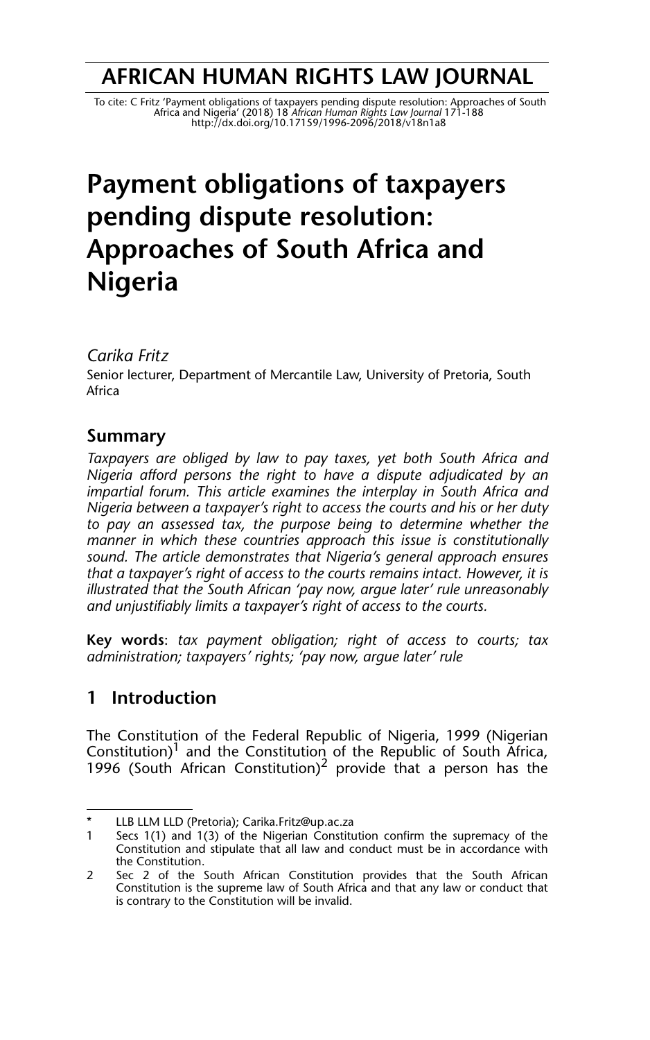# AFRICAN HUMAN RIGHTS LAW JOURNAL

To cite: C Fritz 'Payment obligations of taxpayers pending dispute resolution: Approaches of South Africa and Nigeria' (2018) 18 *African Human Rights Law Journal* 171-188
http://dx.doi.org/10.17159/1996-2096/2018/v18n1a8

# Payment obligations of taxpayers pending dispute resolution: Approaches of South Africa and Nigeria

*Carika Fritz*
Senior lecturer, Department of Mercantile Law, University of Pretoria, South Africa

## Summary

*Taxpayers are obliged by law to pay taxes, yet both South Africa and Nigeria afford persons the right to have a dispute adjudicated by an impartial forum. This article examines the interplay in South Africa and Nigeria between a taxpayer's right to access the courts and his or her duty to pay an assessed tax, the purpose being to determine whether the manner in which these countries approach this issue is constitutionally sound. The article demonstrates that Nigeria's general approach ensures that a taxpayer's right of access to the courts remains intact. However, it is illustrated that the South African 'pay now, argue later' rule unreasonably and unjustifiably limits a taxpayer's right of access to the courts.*

**Key words**: *tax payment obligation; right of access to courts; tax administration; taxpayers' rights; 'pay now, argue later' rule*

## 1 Introduction

The Constitution of the Federal Republic of Nigeria, 1999 (Nigerian Constitution)[1] and the Constitution of the Republic of South Africa, 1996 (South African Constitution)[2] provide that a person has the

---

\* LLB LLM LLD (Pretoria); Carika.Fritz@up.ac.za

1 Secs 1(1) and 1(3) of the Nigerian Constitution confirm the supremacy of the Constitution and stipulate that all law and conduct must be in accordance with the Constitution.

2 Sec 2 of the South African Constitution provides that the South African Constitution is the supreme law of South Africa and that any law or conduct that is contrary to the Constitution will be invalid.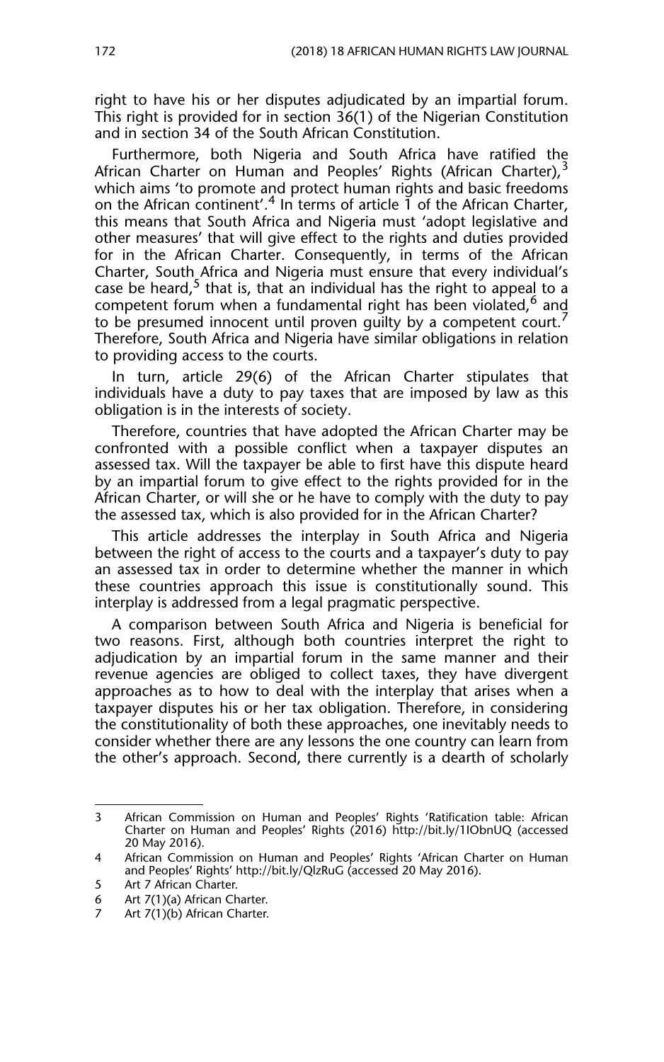right to have his or her disputes adjudicated by an impartial forum. This right is provided for in section 36(1) of the Nigerian Constitution and in section 34 of the South African Constitution.

Furthermore, both Nigeria and South Africa have ratified the African Charter on Human and Peoples' Rights (African Charter),[3] which aims 'to promote and protect human rights and basic freedoms on the African continent'.[4] In terms of article 1 of the African Charter, this means that South Africa and Nigeria must 'adopt legislative and other measures' that will give effect to the rights and duties provided for in the African Charter. Consequently, in terms of the African Charter, South Africa and Nigeria must ensure that every individual's case be heard,[5] that is, that an individual has the right to appeal to a competent forum when a fundamental right has been violated,[6] and to be presumed innocent until proven guilty by a competent court.[7] Therefore, South Africa and Nigeria have similar obligations in relation to providing access to the courts.

In turn, article 29(6) of the African Charter stipulates that individuals have a duty to pay taxes that are imposed by law as this obligation is in the interests of society.

Therefore, countries that have adopted the African Charter may be confronted with a possible conflict when a taxpayer disputes an assessed tax. Will the taxpayer be able to first have this dispute heard by an impartial forum to give effect to the rights provided for in the African Charter, or will she or he have to comply with the duty to pay the assessed tax, which is also provided for in the African Charter?

This article addresses the interplay in South Africa and Nigeria between the right of access to the courts and a taxpayer's duty to pay an assessed tax in order to determine whether the manner in which these countries approach this issue is constitutionally sound. This interplay is addressed from a legal pragmatic perspective.

A comparison between South Africa and Nigeria is beneficial for two reasons. First, although both countries interpret the right to adjudication by an impartial forum in the same manner and their revenue agencies are obliged to collect taxes, they have divergent approaches as to how to deal with the interplay that arises when a taxpayer disputes his or her tax obligation. Therefore, in considering the constitutionality of both these approaches, one inevitably needs to consider whether there are any lessons the one country can learn from the other's approach. Second, there currently is a dearth of scholarly

---

3 African Commission on Human and Peoples' Rights 'Ratification table: African Charter on Human and Peoples' Rights (2016) http://bit.ly/1IObnUQ (accessed 20 May 2016).

4 African Commission on Human and Peoples' Rights 'African Charter on Human and Peoples' Rights' http://bit.ly/QlzRuG (accessed 20 May 2016).

5 Art 7 African Charter.

6 Art 7(1)(a) African Charter.

7 Art 7(1)(b) African Charter.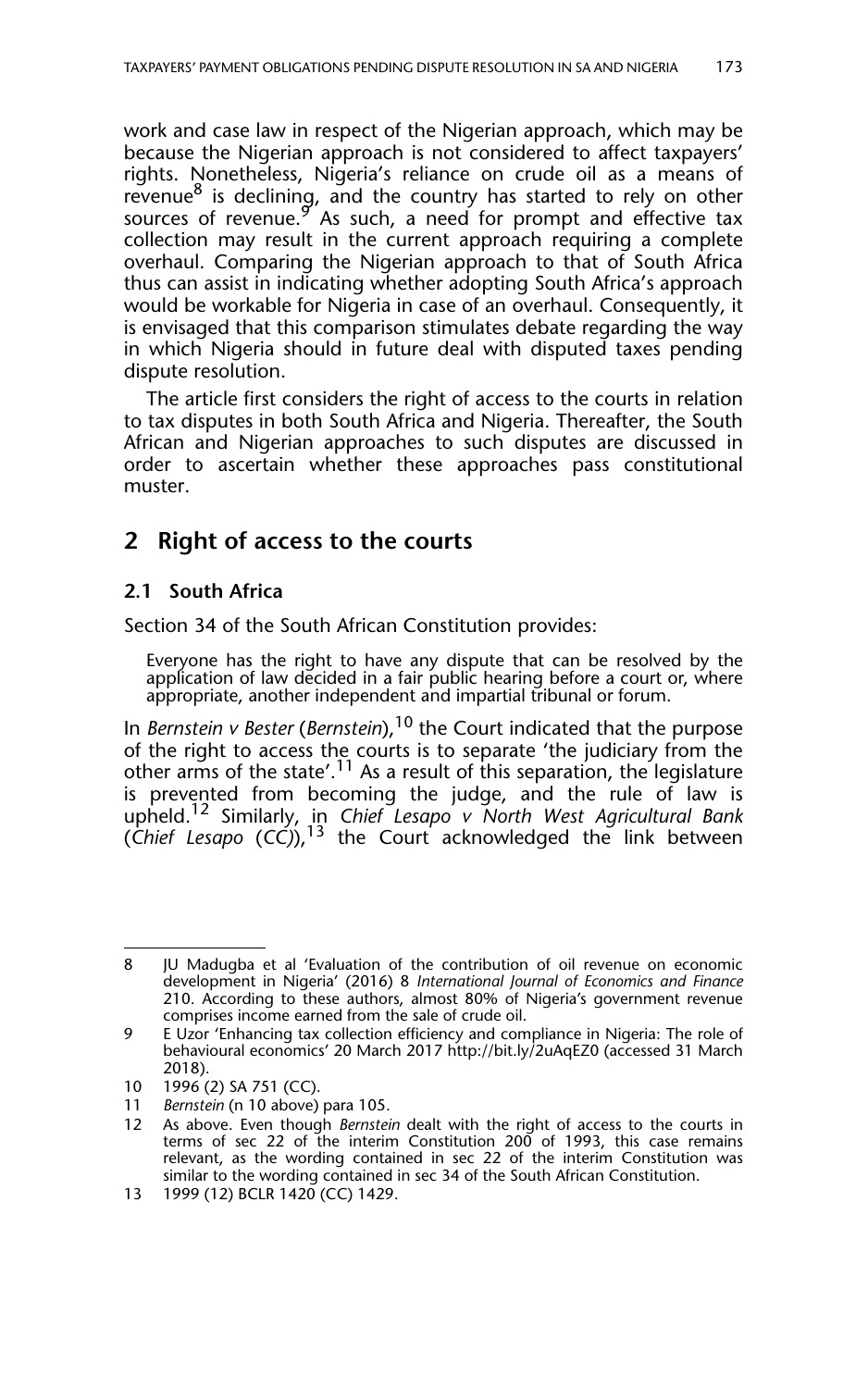work and case law in respect of the Nigerian approach, which may be because the Nigerian approach is not considered to affect taxpayers' rights. Nonetheless, Nigeria's reliance on crude oil as a means of revenue[8] is declining, and the country has started to rely on other sources of revenue.[9] As such, a need for prompt and effective tax collection may result in the current approach requiring a complete overhaul. Comparing the Nigerian approach to that of South Africa thus can assist in indicating whether adopting South Africa's approach would be workable for Nigeria in case of an overhaul. Consequently, it is envisaged that this comparison stimulates debate regarding the way in which Nigeria should in future deal with disputed taxes pending dispute resolution.

The article first considers the right of access to the courts in relation to tax disputes in both South Africa and Nigeria. Thereafter, the South African and Nigerian approaches to such disputes are discussed in order to ascertain whether these approaches pass constitutional muster.

## 2 Right of access to the courts

### 2.1 South Africa

Section 34 of the South African Constitution provides:

> Everyone has the right to have any dispute that can be resolved by the application of law decided in a fair public hearing before a court or, where appropriate, another independent and impartial tribunal or forum.

In *Bernstein v Bester* (*Bernstein*),[10] the Court indicated that the purpose of the right to access the courts is to separate 'the judiciary from the other arms of the state'.[11] As a result of this separation, the legislature is prevented from becoming the judge, and the rule of law is upheld.[12] Similarly, in *Chief Lesapo v North West Agricultural Bank* (*Chief Lesapo* (*CC*)),[13] the Court acknowledged the link between

---

8 JU Madugba et al 'Evaluation of the contribution of oil revenue on economic development in Nigeria' (2016) 8 *International Journal of Economics and Finance* 210. According to these authors, almost 80% of Nigeria's government revenue comprises income earned from the sale of crude oil.

9 E Uzor 'Enhancing tax collection efficiency and compliance in Nigeria: The role of behavioural economics' 20 March 2017 http://bit.ly/2uAqEZ0 (accessed 31 March 2018).

10 1996 (2) SA 751 (CC).

11 *Bernstein* (n 10 above) para 105.

12 As above. Even though *Bernstein* dealt with the right of access to the courts in terms of sec 22 of the interim Constitution 200 of 1993, this case remains relevant, as the wording contained in sec 22 of the interim Constitution was similar to the wording contained in sec 34 of the South African Constitution.

13 1999 (12) BCLR 1420 (CC) 1429.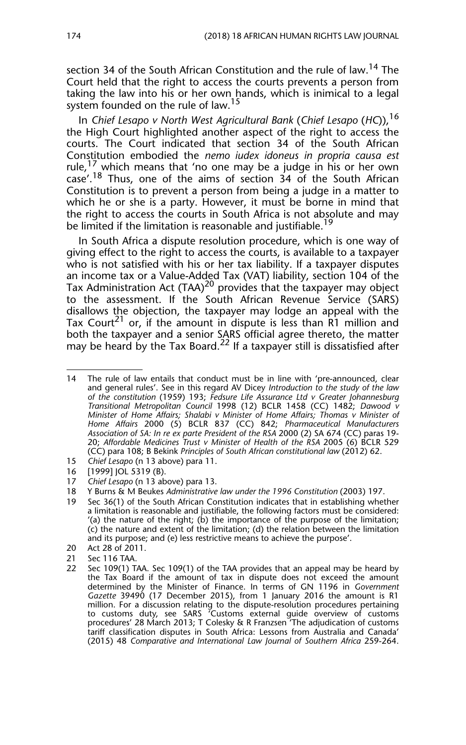section 34 of the South African Constitution and the rule of law.[14] The Court held that the right to access the courts prevents a person from taking the law into his or her own hands, which is inimical to a legal system founded on the rule of law.[15]

In *Chief Lesapo v North West Agricultural Bank* (*Chief Lesapo* (*HC*)),[16] the High Court highlighted another aspect of the right to access the courts. The Court indicated that section 34 of the South African Constitution embodied the *nemo iudex idoneus in propria causa est* rule,[17] which means that 'no one may be a judge in his or her own case'.[18] Thus, one of the aims of section 34 of the South African Constitution is to prevent a person from being a judge in a matter to which he or she is a party. However, it must be borne in mind that the right to access the courts in South Africa is not absolute and may be limited if the limitation is reasonable and justifiable.[19]

In South Africa a dispute resolution procedure, which is one way of giving effect to the right to access the courts, is available to a taxpayer who is not satisfied with his or her tax liability. If a taxpayer disputes an income tax or a Value-Added Tax (VAT) liability, section 104 of the Tax Administration Act (TAA)[20] provides that the taxpayer may object to the assessment. If the South African Revenue Service (SARS) disallows the objection, the taxpayer may lodge an appeal with the Tax Court[21] or, if the amount in dispute is less than R1 million and both the taxpayer and a senior SARS official agree thereto, the matter may be heard by the Tax Board.[22] If a taxpayer still is dissatisfied after

---

14 The rule of law entails that conduct must be in line with 'pre-announced, clear and general rules'. See in this regard AV Dicey *Introduction to the study of the law of the constitution* (1959) 193; *Fedsure Life Assurance Ltd v Greater Johannesburg Transitional Metropolitan Council* 1998 (12) BCLR 1458 (CC) 1482; *Dawood v Minister of Home Affairs; Shalabi v Minister of Home Affairs; Thomas v Minister of Home Affairs* 2000 (5) BCLR 837 (CC) 842; *Pharmaceutical Manufacturers Association of SA: In re ex parte President of the RSA* 2000 (2) SA 674 (CC) paras 19-20; *Affordable Medicines Trust v Minister of Health of the RSA* 2005 (6) BCLR 529 (CC) para 108; B Bekink *Principles of South African constitutional law* (2012) 62.

15 *Chief Lesapo* (n 13 above) para 11.

16 [1999] JOL 5319 (B).

17 *Chief Lesapo* (n 13 above) para 13.

18 Y Burns & M Beukes *Administrative law under the 1996 Constitution* (2003) 197.

19 Sec 36(1) of the South African Constitution indicates that in establishing whether a limitation is reasonable and justifiable, the following factors must be considered: '(a) the nature of the right; (b) the importance of the purpose of the limitation; (c) the nature and extent of the limitation; (d) the relation between the limitation and its purpose; and (e) less restrictive means to achieve the purpose'.

20 Act 28 of 2011.

21 Sec 116 TAA.

22 Sec 109(1) TAA. Sec 109(1) of the TAA provides that an appeal may be heard by the Tax Board if the amount of tax in dispute does not exceed the amount determined by the Minister of Finance. In terms of GN 1196 in *Government Gazette* 39490 (17 December 2015), from 1 January 2016 the amount is R1 million. For a discussion relating to the dispute-resolution procedures pertaining to customs duty, see SARS 'Customs external guide overview of customs procedures' 28 March 2013; T Colesky & R Franzsen 'The adjudication of customs tariff classification disputes in South Africa: Lessons from Australia and Canada' (2015) 48 *Comparative and International Law Journal of Southern Africa* 259-264.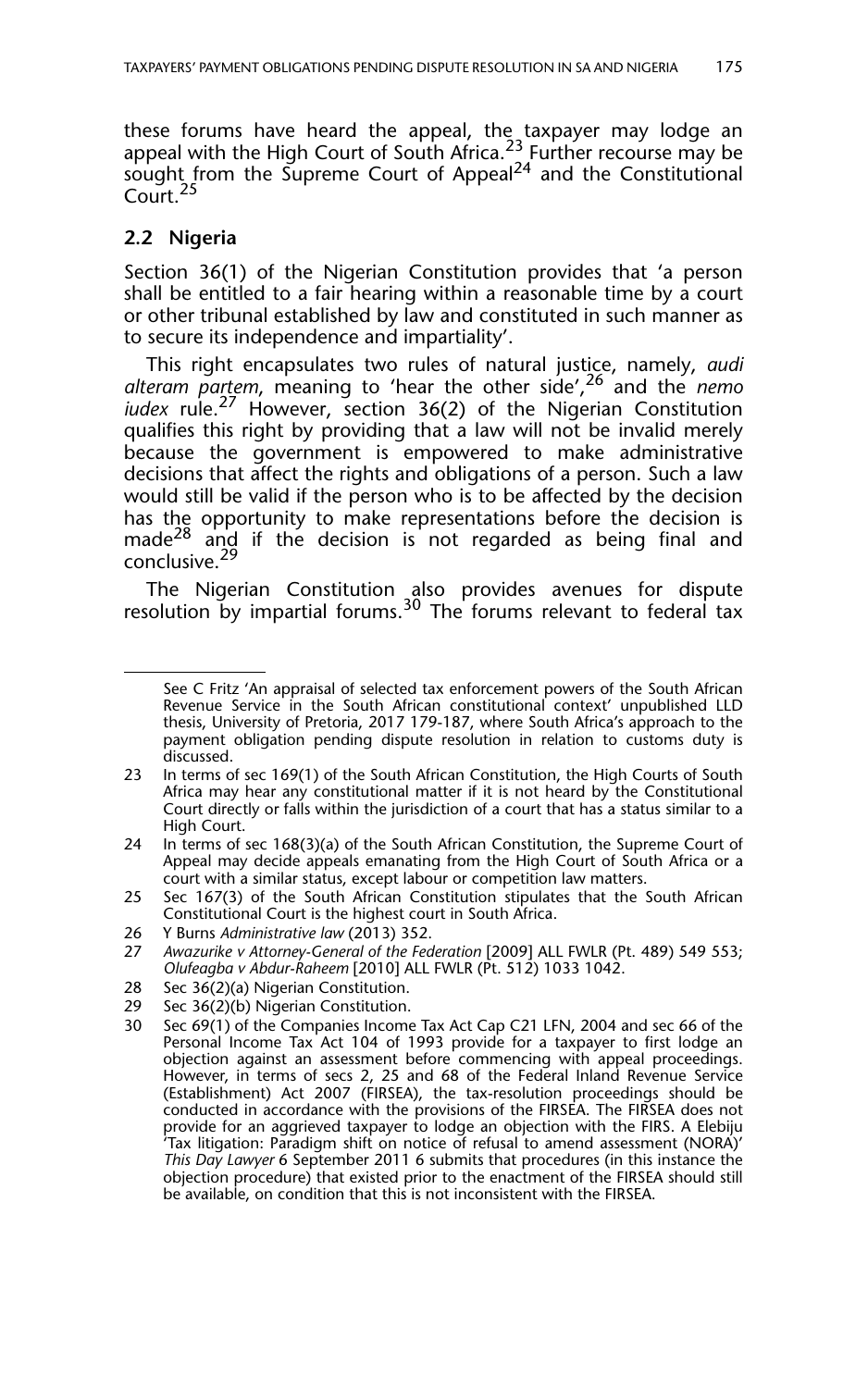these forums have heard the appeal, the taxpayer may lodge an appeal with the High Court of South Africa.[23] Further recourse may be sought from the Supreme Court of Appeal[24] and the Constitutional Court.[25]

### 2.2 Nigeria

Section 36(1) of the Nigerian Constitution provides that 'a person shall be entitled to a fair hearing within a reasonable time by a court or other tribunal established by law and constituted in such manner as to secure its independence and impartiality'.

This right encapsulates two rules of natural justice, namely, *audi alteram partem*, meaning to 'hear the other side',[26] and the *nemo iudex* rule.[27] However, section 36(2) of the Nigerian Constitution qualifies this right by providing that a law will not be invalid merely because the government is empowered to make administrative decisions that affect the rights and obligations of a person. Such a law would still be valid if the person who is to be affected by the decision has the opportunity to make representations before the decision is made[28] and if the decision is not regarded as being final and conclusive.[29]

The Nigerian Constitution also provides avenues for dispute resolution by impartial forums.[30] The forums relevant to federal tax

---

See C Fritz 'An appraisal of selected tax enforcement powers of the South African Revenue Service in the South African constitutional context' unpublished LLD thesis, University of Pretoria, 2017 179-187, where South Africa's approach to the payment obligation pending dispute resolution in relation to customs duty is discussed.

23 In terms of sec 169(1) of the South African Constitution, the High Courts of South Africa may hear any constitutional matter if it is not heard by the Constitutional Court directly or falls within the jurisdiction of a court that has a status similar to a High Court.

24 In terms of sec 168(3)(a) of the South African Constitution, the Supreme Court of Appeal may decide appeals emanating from the High Court of South Africa or a court with a similar status, except labour or competition law matters.

25 Sec 167(3) of the South African Constitution stipulates that the South African Constitutional Court is the highest court in South Africa.

26 Y Burns *Administrative law* (2013) 352.

27 *Awazurike v Attorney-General of the Federation* [2009] ALL FWLR (Pt. 489) 549 553; *Olufeagba v Abdur-Raheem* [2010] ALL FWLR (Pt. 512) 1033 1042.

28 Sec 36(2)(a) Nigerian Constitution.

29 Sec 36(2)(b) Nigerian Constitution.

30 Sec 69(1) of the Companies Income Tax Act Cap C21 LFN, 2004 and sec 66 of the Personal Income Tax Act 104 of 1993 provide for a taxpayer to first lodge an objection against an assessment before commencing with appeal proceedings. However, in terms of secs 2, 25 and 68 of the Federal Inland Revenue Service (Establishment) Act 2007 (FIRSEA), the tax-resolution proceedings should be conducted in accordance with the provisions of the FIRSEA. The FIRSEA does not provide for an aggrieved taxpayer to lodge an objection with the FIRS. A Elebiju 'Tax litigation: Paradigm shift on notice of refusal to amend assessment (NORA)' *This Day Lawyer* 6 September 2011 6 submits that procedures (in this instance the objection procedure) that existed prior to the enactment of the FIRSEA should still be available, on condition that this is not inconsistent with the FIRSEA.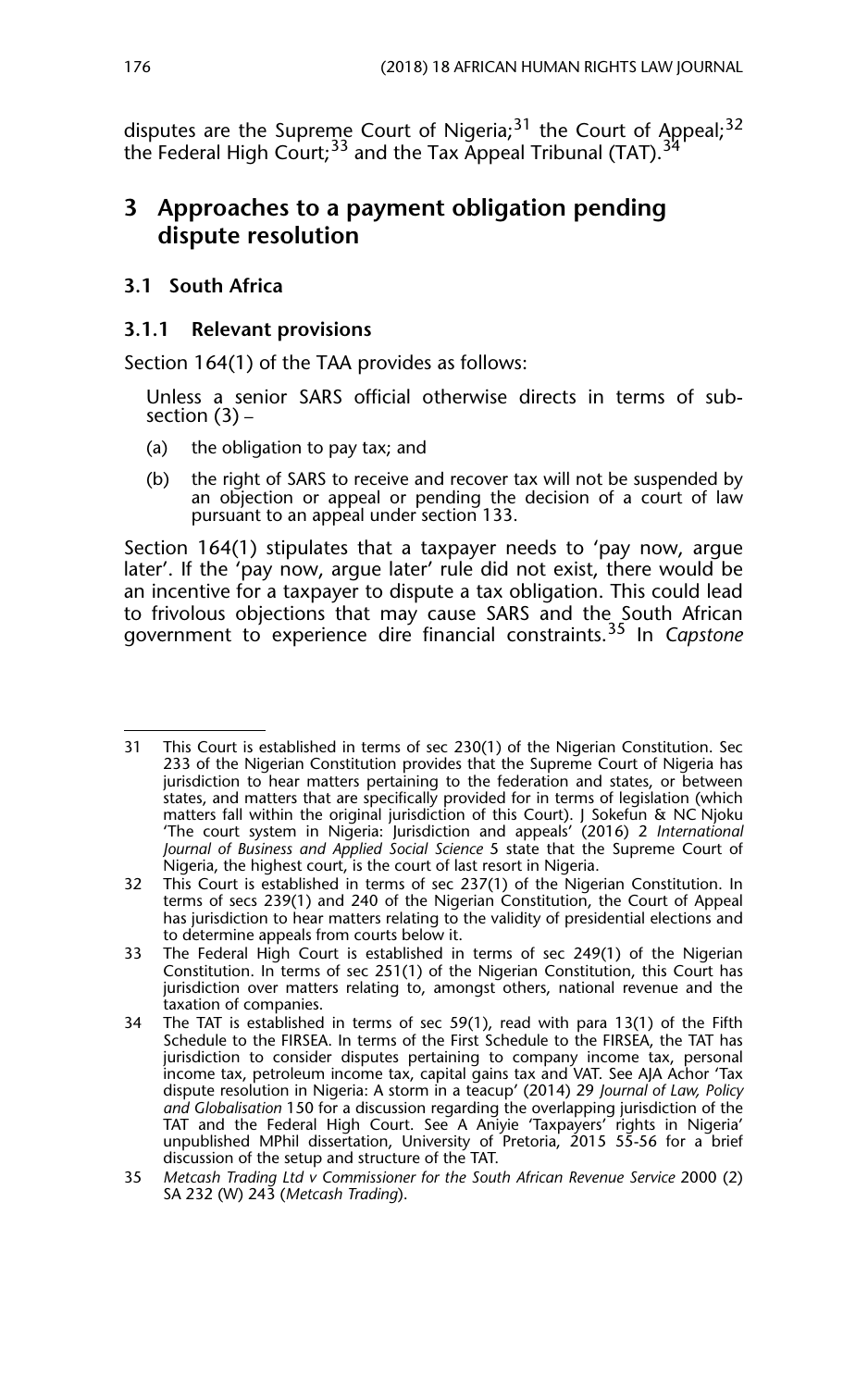disputes are the Supreme Court of Nigeria;[31] the Court of Appeal;[32] the Federal High Court;[33] and the Tax Appeal Tribunal (TAT).[34]

## 3 Approaches to a payment obligation pending dispute resolution

### 3.1 South Africa

#### 3.1.1 Relevant provisions

Section 164(1) of the TAA provides as follows:

> Unless a senior SARS official otherwise directs in terms of subsection (3) –
>
> (a) the obligation to pay tax; and
>
> (b) the right of SARS to receive and recover tax will not be suspended by an objection or appeal or pending the decision of a court of law pursuant to an appeal under section 133.

Section 164(1) stipulates that a taxpayer needs to 'pay now, argue later'. If the 'pay now, argue later' rule did not exist, there would be an incentive for a taxpayer to dispute a tax obligation. This could lead to frivolous objections that may cause SARS and the South African government to experience dire financial constraints.[35] In *Capstone*

---

31 This Court is established in terms of sec 230(1) of the Nigerian Constitution. Sec 233 of the Nigerian Constitution provides that the Supreme Court of Nigeria has jurisdiction to hear matters pertaining to the federation and states, or between states, and matters that are specifically provided for in terms of legislation (which matters fall within the original jurisdiction of this Court). J Sokefun & NC Njoku 'The court system in Nigeria: Jurisdiction and appeals' (2016) 2 *International Journal of Business and Applied Social Science* 5 state that the Supreme Court of Nigeria, the highest court, is the court of last resort in Nigeria.

32 This Court is established in terms of sec 237(1) of the Nigerian Constitution. In terms of secs 239(1) and 240 of the Nigerian Constitution, the Court of Appeal has jurisdiction to hear matters relating to the validity of presidential elections and to determine appeals from courts below it.

33 The Federal High Court is established in terms of sec 249(1) of the Nigerian Constitution. In terms of sec 251(1) of the Nigerian Constitution, this Court has jurisdiction over matters relating to, amongst others, national revenue and the taxation of companies.

34 The TAT is established in terms of sec 59(1), read with para 13(1) of the Fifth Schedule to the FIRSEA. In terms of the First Schedule to the FIRSEA, the TAT has jurisdiction to consider disputes pertaining to company income tax, personal income tax, petroleum income tax, capital gains tax and VAT. See AJA Achor 'Tax dispute resolution in Nigeria: A storm in a teacup' (2014) 29 *Journal of Law, Policy and Globalisation* 150 for a discussion regarding the overlapping jurisdiction of the TAT and the Federal High Court. See A Aniyie 'Taxpayers' rights in Nigeria' unpublished MPhil dissertation, University of Pretoria, 2015 55-56 for a brief discussion of the setup and structure of the TAT.

35 *Metcash Trading Ltd v Commissioner for the South African Revenue Service* 2000 (2) SA 232 (W) 243 (*Metcash Trading*).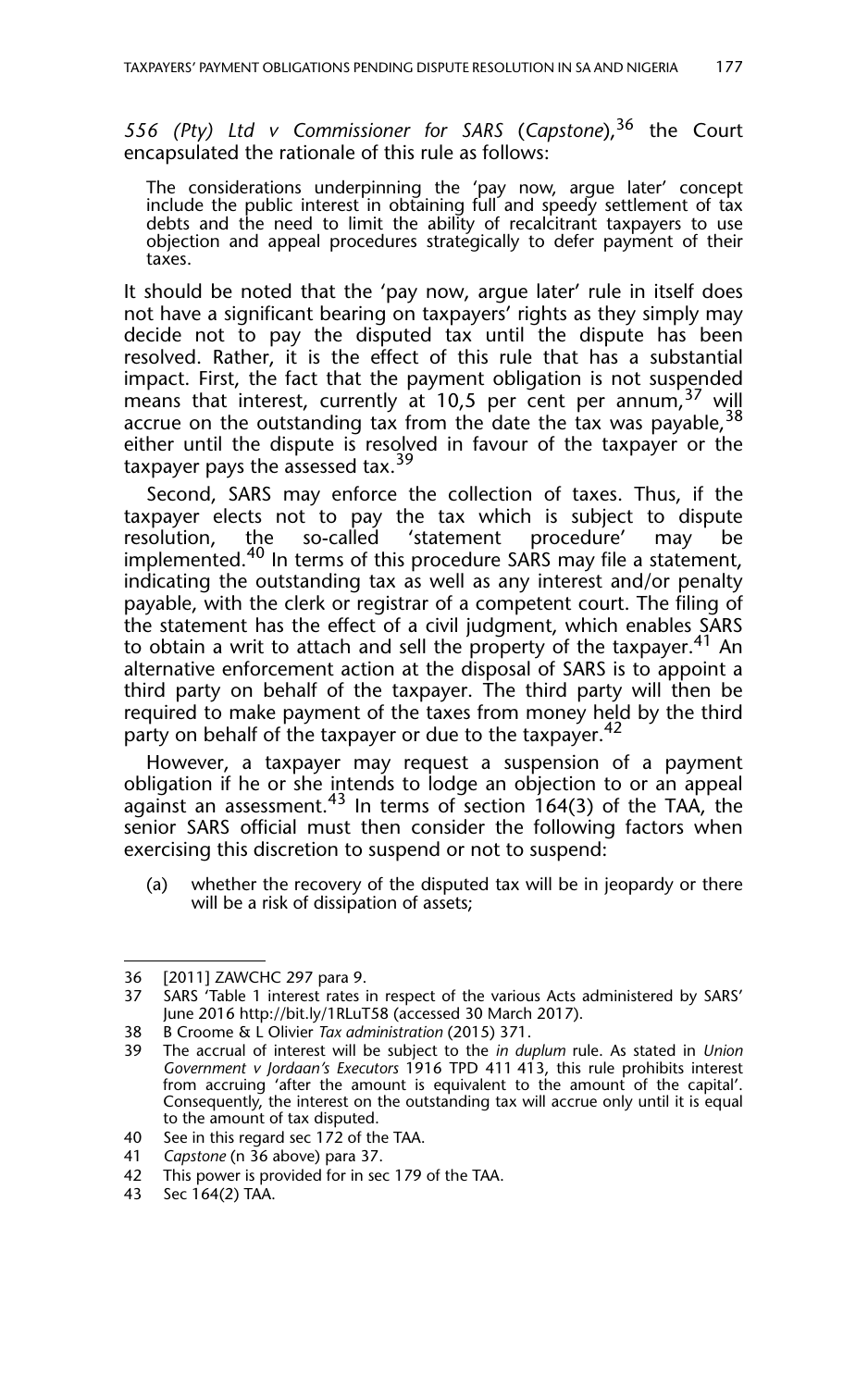*556 (Pty) Ltd v Commissioner for SARS* (*Capstone*),[36] the Court encapsulated the rationale of this rule as follows:

> The considerations underpinning the 'pay now, argue later' concept include the public interest in obtaining full and speedy settlement of tax debts and the need to limit the ability of recalcitrant taxpayers to use objection and appeal procedures strategically to defer payment of their taxes.

It should be noted that the 'pay now, argue later' rule in itself does not have a significant bearing on taxpayers' rights as they simply may decide not to pay the disputed tax until the dispute has been resolved. Rather, it is the effect of this rule that has a substantial impact. First, the fact that the payment obligation is not suspended means that interest, currently at 10,5 per cent per annum,[37] will accrue on the outstanding tax from the date the tax was payable,[38] either until the dispute is resolved in favour of the taxpayer or the taxpayer pays the assessed tax.[39]

Second, SARS may enforce the collection of taxes. Thus, if the taxpayer elects not to pay the tax which is subject to dispute resolution, the so-called 'statement procedure' may be implemented.[40] In terms of this procedure SARS may file a statement, indicating the outstanding tax as well as any interest and/or penalty payable, with the clerk or registrar of a competent court. The filing of the statement has the effect of a civil judgment, which enables SARS to obtain a writ to attach and sell the property of the taxpayer.[41] An alternative enforcement action at the disposal of SARS is to appoint a third party on behalf of the taxpayer. The third party will then be required to make payment of the taxes from money held by the third party on behalf of the taxpayer or due to the taxpayer.[42]

However, a taxpayer may request a suspension of a payment obligation if he or she intends to lodge an objection to or an appeal against an assessment.[43] In terms of section 164(3) of the TAA, the senior SARS official must then consider the following factors when exercising this discretion to suspend or not to suspend:

(a) whether the recovery of the disputed tax will be in jeopardy or there will be a risk of dissipation of assets;

---

36 [2011] ZAWCHC 297 para 9.

37 SARS 'Table 1 interest rates in respect of the various Acts administered by SARS' June 2016 http://bit.ly/1RLuT58 (accessed 30 March 2017).

38 B Croome & L Olivier *Tax administration* (2015) 371.

39 The accrual of interest will be subject to the *in duplum* rule. As stated in *Union Government v Jordaan's Executors* 1916 TPD 411 413, this rule prohibits interest from accruing 'after the amount is equivalent to the amount of the capital'. Consequently, the interest on the outstanding tax will accrue only until it is equal to the amount of tax disputed.

40 See in this regard sec 172 of the TAA.

41 *Capstone* (n 36 above) para 37.

42 This power is provided for in sec 179 of the TAA.

43 Sec 164(2) TAA.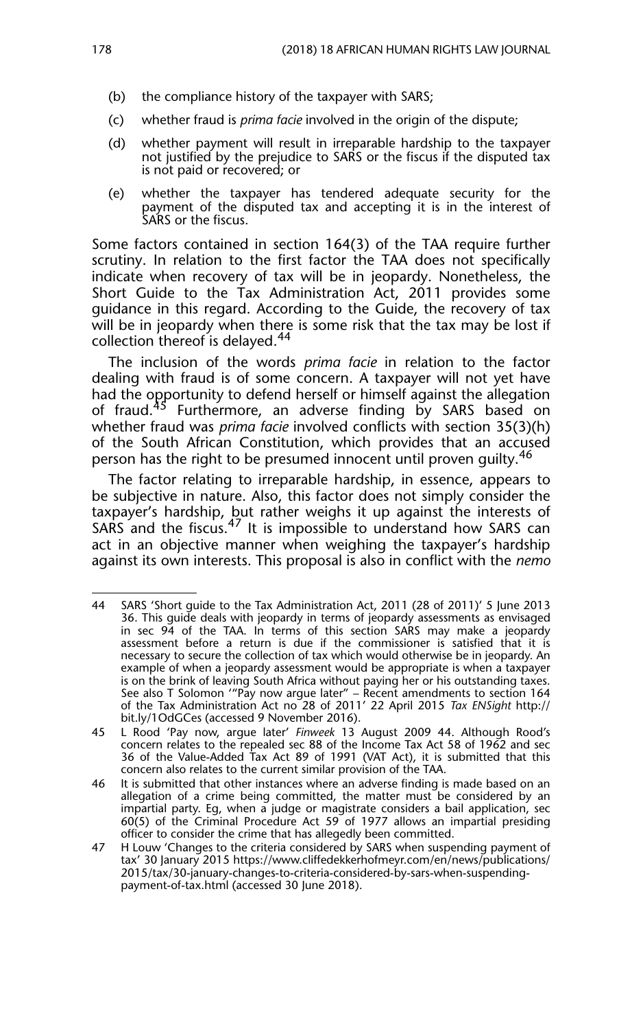(b) the compliance history of the taxpayer with SARS;

(c) whether fraud is *prima facie* involved in the origin of the dispute;

(d) whether payment will result in irreparable hardship to the taxpayer not justified by the prejudice to SARS or the fiscus if the disputed tax is not paid or recovered; or

(e) whether the taxpayer has tendered adequate security for the payment of the disputed tax and accepting it is in the interest of SARS or the fiscus.

Some factors contained in section 164(3) of the TAA require further scrutiny. In relation to the first factor the TAA does not specifically indicate when recovery of tax will be in jeopardy. Nonetheless, the Short Guide to the Tax Administration Act, 2011 provides some guidance in this regard. According to the Guide, the recovery of tax will be in jeopardy when there is some risk that the tax may be lost if collection thereof is delayed.[44]

The inclusion of the words *prima facie* in relation to the factor dealing with fraud is of some concern. A taxpayer will not yet have had the opportunity to defend herself or himself against the allegation of fraud.[45] Furthermore, an adverse finding by SARS based on whether fraud was *prima facie* involved conflicts with section 35(3)(h) of the South African Constitution, which provides that an accused person has the right to be presumed innocent until proven guilty.[46]

The factor relating to irreparable hardship, in essence, appears to be subjective in nature. Also, this factor does not simply consider the taxpayer's hardship, but rather weighs it up against the interests of SARS and the fiscus.[47] It is impossible to understand how SARS can act in an objective manner when weighing the taxpayer's hardship against its own interests. This proposal is also in conflict with the *nemo*

---

44 SARS 'Short guide to the Tax Administration Act, 2011 (28 of 2011)' 5 June 2013 36. This guide deals with jeopardy in terms of jeopardy assessments as envisaged in sec 94 of the TAA. In terms of this section SARS may make a jeopardy assessment before a return is due if the commissioner is satisfied that it is necessary to secure the collection of tax which would otherwise be in jeopardy. An example of when a jeopardy assessment would be appropriate is when a taxpayer is on the brink of leaving South Africa without paying her or his outstanding taxes. See also T Solomon '"Pay now argue later" – Recent amendments to section 164 of the Tax Administration Act no 28 of 2011' 22 April 2015 *Tax ENSight* http://bit.ly/1OdGCes (accessed 9 November 2016).

45 L Rood 'Pay now, argue later' *Finweek* 13 August 2009 44. Although Rood's concern relates to the repealed sec 88 of the Income Tax Act 58 of 1962 and sec 36 of the Value-Added Tax Act 89 of 1991 (VAT Act), it is submitted that this concern also relates to the current similar provision of the TAA.

46 It is submitted that other instances where an adverse finding is made based on an allegation of a crime being committed, the matter must be considered by an impartial party. Eg, when a judge or magistrate considers a bail application, sec 60(5) of the Criminal Procedure Act 59 of 1977 allows an impartial presiding officer to consider the crime that has allegedly been committed.

47 H Louw 'Changes to the criteria considered by SARS when suspending payment of tax' 30 January 2015 https://www.cliffedekkerhofmeyr.com/en/news/publications/2015/tax/30-january-changes-to-criteria-considered-by-sars-when-suspending-payment-of-tax.html (accessed 30 June 2018).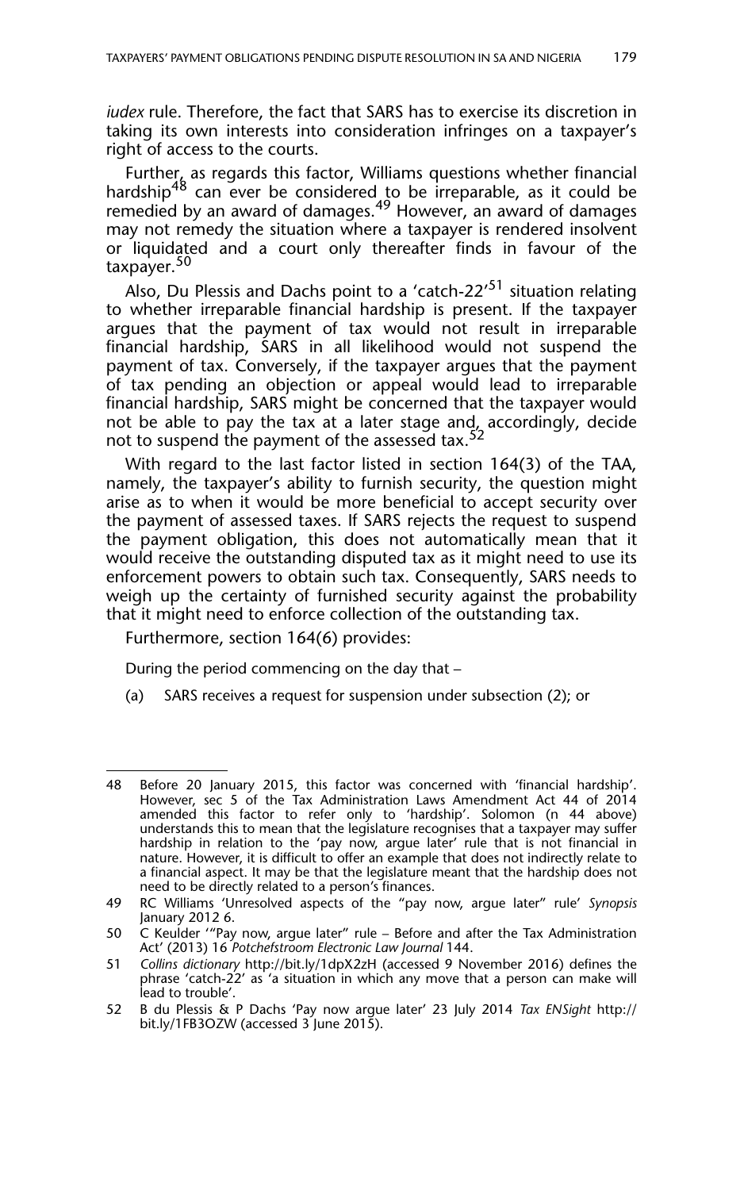*iudex* rule. Therefore, the fact that SARS has to exercise its discretion in taking its own interests into consideration infringes on a taxpayer's right of access to the courts.

Further, as regards this factor, Williams questions whether financial hardship[48] can ever be considered to be irreparable, as it could be remedied by an award of damages.[49] However, an award of damages may not remedy the situation where a taxpayer is rendered insolvent or liquidated and a court only thereafter finds in favour of the taxpayer.[50]

Also, Du Plessis and Dachs point to a 'catch-22'[51] situation relating to whether irreparable financial hardship is present. If the taxpayer argues that the payment of tax would not result in irreparable financial hardship, SARS in all likelihood would not suspend the payment of tax. Conversely, if the taxpayer argues that the payment of tax pending an objection or appeal would lead to irreparable financial hardship, SARS might be concerned that the taxpayer would not be able to pay the tax at a later stage and, accordingly, decide not to suspend the payment of the assessed tax.[52]

With regard to the last factor listed in section 164(3) of the TAA, namely, the taxpayer's ability to furnish security, the question might arise as to when it would be more beneficial to accept security over the payment of assessed taxes. If SARS rejects the request to suspend the payment obligation, this does not automatically mean that it would receive the outstanding disputed tax as it might need to use its enforcement powers to obtain such tax. Consequently, SARS needs to weigh up the certainty of furnished security against the probability that it might need to enforce collection of the outstanding tax.

Furthermore, section 164(6) provides:

During the period commencing on the day that –

(a) SARS receives a request for suspension under subsection (2); or

---

48 Before 20 January 2015, this factor was concerned with 'financial hardship'. However, sec 5 of the Tax Administration Laws Amendment Act 44 of 2014 amended this factor to refer only to 'hardship'. Solomon (n 44 above) understands this to mean that the legislature recognises that a taxpayer may suffer hardship in relation to the 'pay now, argue later' rule that is not financial in nature. However, it is difficult to offer an example that does not indirectly relate to a financial aspect. It may be that the legislature meant that the hardship does not need to be directly related to a person's finances.

49 RC Williams 'Unresolved aspects of the "pay now, argue later" rule' *Synopsis* January 2012 6.

50 C Keulder '"Pay now, argue later" rule – Before and after the Tax Administration Act' (2013) 16 *Potchefstroom Electronic Law Journal* 144.

51 *Collins dictionary* http://bit.ly/1dpX2zH (accessed 9 November 2016) defines the phrase 'catch-22' as 'a situation in which any move that a person can make will lead to trouble'.

52 B du Plessis & P Dachs 'Pay now argue later' 23 July 2014 *Tax ENSight* http://bit.ly/1FB3OZW (accessed 3 June 2015).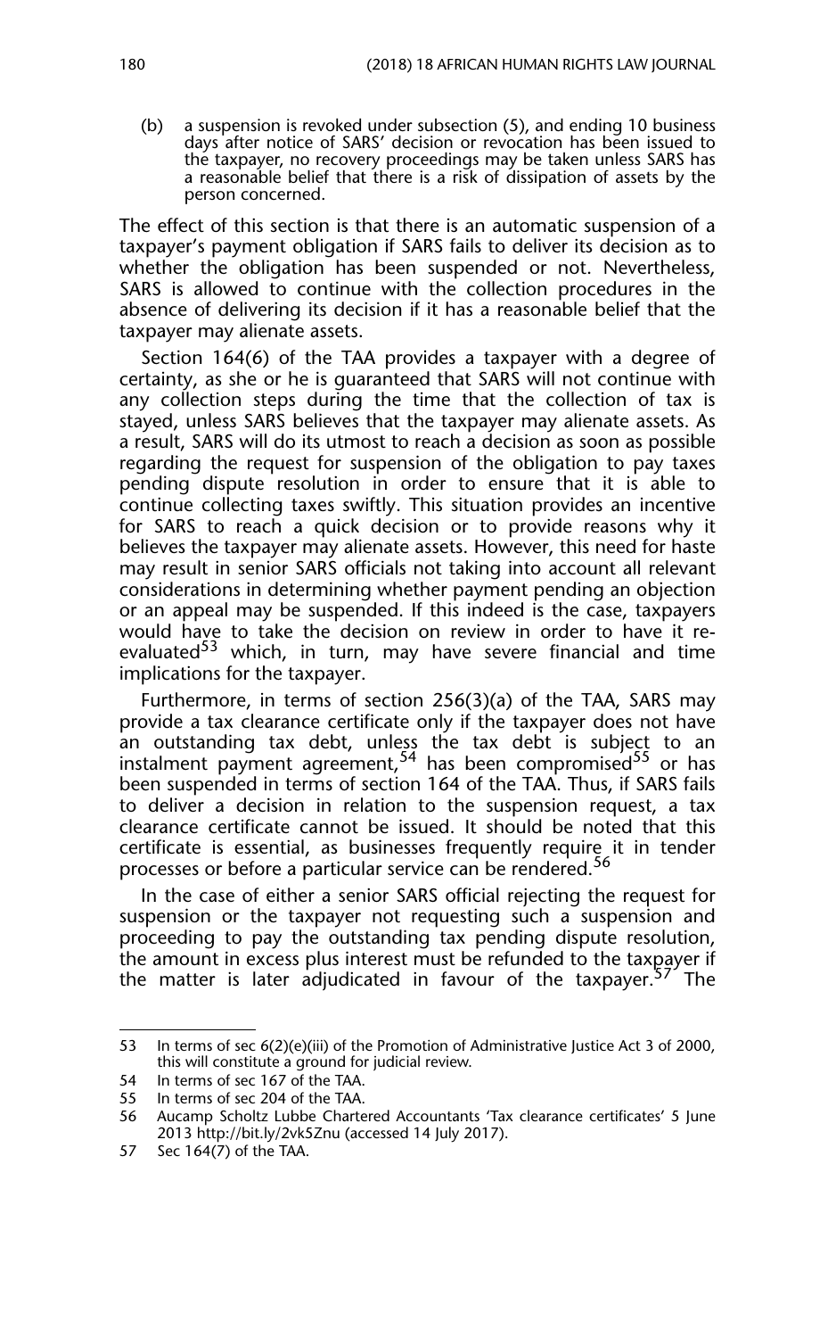(b) a suspension is revoked under subsection (5), and ending 10 business days after notice of SARS' decision or revocation has been issued to the taxpayer, no recovery proceedings may be taken unless SARS has a reasonable belief that there is a risk of dissipation of assets by the person concerned.

The effect of this section is that there is an automatic suspension of a taxpayer's payment obligation if SARS fails to deliver its decision as to whether the obligation has been suspended or not. Nevertheless, SARS is allowed to continue with the collection procedures in the absence of delivering its decision if it has a reasonable belief that the taxpayer may alienate assets.

Section 164(6) of the TAA provides a taxpayer with a degree of certainty, as she or he is guaranteed that SARS will not continue with any collection steps during the time that the collection of tax is stayed, unless SARS believes that the taxpayer may alienate assets. As a result, SARS will do its utmost to reach a decision as soon as possible regarding the request for suspension of the obligation to pay taxes pending dispute resolution in order to ensure that it is able to continue collecting taxes swiftly. This situation provides an incentive for SARS to reach a quick decision or to provide reasons why it believes the taxpayer may alienate assets. However, this need for haste may result in senior SARS officials not taking into account all relevant considerations in determining whether payment pending an objection or an appeal may be suspended. If this indeed is the case, taxpayers would have to take the decision on review in order to have it re-evaluated[53] which, in turn, may have severe financial and time implications for the taxpayer.

Furthermore, in terms of section 256(3)(a) of the TAA, SARS may provide a tax clearance certificate only if the taxpayer does not have an outstanding tax debt, unless the tax debt is subject to an instalment payment agreement,[54] has been compromised[55] or has been suspended in terms of section 164 of the TAA. Thus, if SARS fails to deliver a decision in relation to the suspension request, a tax clearance certificate cannot be issued. It should be noted that this certificate is essential, as businesses frequently require it in tender processes or before a particular service can be rendered.[56]

In the case of either a senior SARS official rejecting the request for suspension or the taxpayer not requesting such a suspension and proceeding to pay the outstanding tax pending dispute resolution, the amount in excess plus interest must be refunded to the taxpayer if the matter is later adjudicated in favour of the taxpayer.[57] The

---

53 In terms of sec 6(2)(e)(iii) of the Promotion of Administrative Justice Act 3 of 2000, this will constitute a ground for judicial review.

54 In terms of sec 167 of the TAA.

55 In terms of sec 204 of the TAA.

56 Aucamp Scholtz Lubbe Chartered Accountants 'Tax clearance certificates' 5 June 2013 http://bit.ly/2vk5Znu (accessed 14 July 2017).

57 Sec 164(7) of the TAA.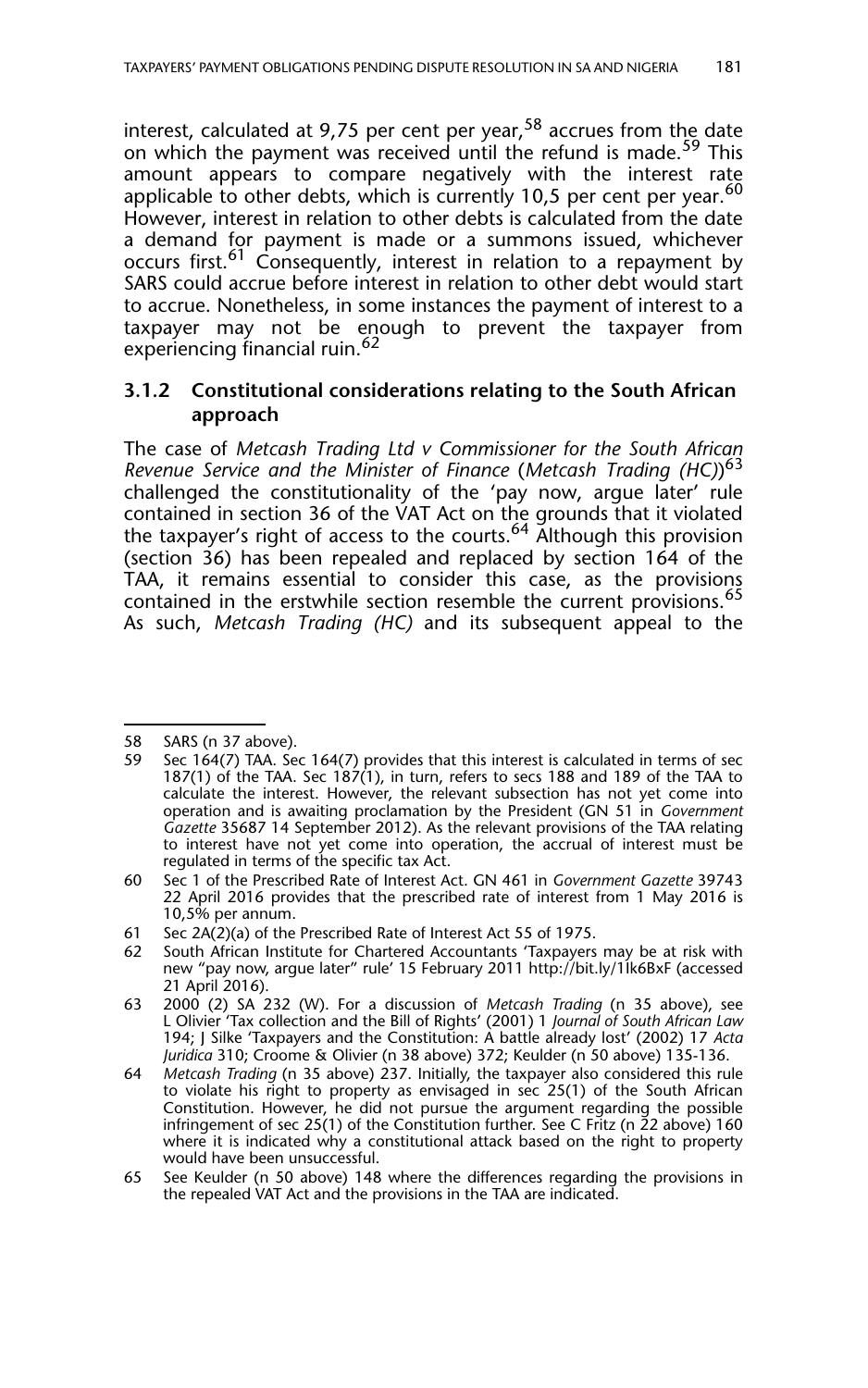interest, calculated at 9,75 per cent per year,[58] accrues from the date on which the payment was received until the refund is made.[59] This amount appears to compare negatively with the interest rate applicable to other debts, which is currently 10,5 per cent per year.[60] However, interest in relation to other debts is calculated from the date a demand for payment is made or a summons issued, whichever occurs first.[61] Consequently, interest in relation to a repayment by SARS could accrue before interest in relation to other debt would start to accrue. Nonetheless, in some instances the payment of interest to a taxpayer may not be enough to prevent the taxpayer from experiencing financial ruin.[62]

### 3.1.2 Constitutional considerations relating to the South African approach

The case of *Metcash Trading Ltd v Commissioner for the South African Revenue Service and the Minister of Finance* (*Metcash Trading (HC)*)[63] challenged the constitutionality of the 'pay now, argue later' rule contained in section 36 of the VAT Act on the grounds that it violated the taxpayer's right of access to the courts.[64] Although this provision (section 36) has been repealed and replaced by section 164 of the TAA, it remains essential to consider this case, as the provisions contained in the erstwhile section resemble the current provisions.[65] As such, *Metcash Trading (HC)* and its subsequent appeal to the

---

58 SARS (n 37 above).

59 Sec 164(7) TAA. Sec 164(7) provides that this interest is calculated in terms of sec 187(1) of the TAA. Sec 187(1), in turn, refers to secs 188 and 189 of the TAA to calculate the interest. However, the relevant subsection has not yet come into operation and is awaiting proclamation by the President (GN 51 in *Government Gazette* 35687 14 September 2012). As the relevant provisions of the TAA relating to interest have not yet come into operation, the accrual of interest must be regulated in terms of the specific tax Act.

60 Sec 1 of the Prescribed Rate of Interest Act. GN 461 in *Government Gazette* 39743 22 April 2016 provides that the prescribed rate of interest from 1 May 2016 is 10,5% per annum.

61 Sec 2A(2)(a) of the Prescribed Rate of Interest Act 55 of 1975.

62 South African Institute for Chartered Accountants 'Taxpayers may be at risk with new "pay now, argue later" rule' 15 February 2011 http://bit.ly/1Ik6BxF (accessed 21 April 2016).

63 2000 (2) SA 232 (W). For a discussion of *Metcash Trading* (n 35 above), see L Olivier 'Tax collection and the Bill of Rights' (2001) 1 *Journal of South African Law* 194; J Silke 'Taxpayers and the Constitution: A battle already lost' (2002) 17 *Acta Juridica* 310; Croome & Olivier (n 38 above) 372; Keulder (n 50 above) 135-136.

64 *Metcash Trading* (n 35 above) 237. Initially, the taxpayer also considered this rule to violate his right to property as envisaged in sec 25(1) of the South African Constitution. However, he did not pursue the argument regarding the possible infringement of sec 25(1) of the Constitution further. See C Fritz (n 22 above) 160 where it is indicated why a constitutional attack based on the right to property would have been unsuccessful.

65 See Keulder (n 50 above) 148 where the differences regarding the provisions in the repealed VAT Act and the provisions in the TAA are indicated.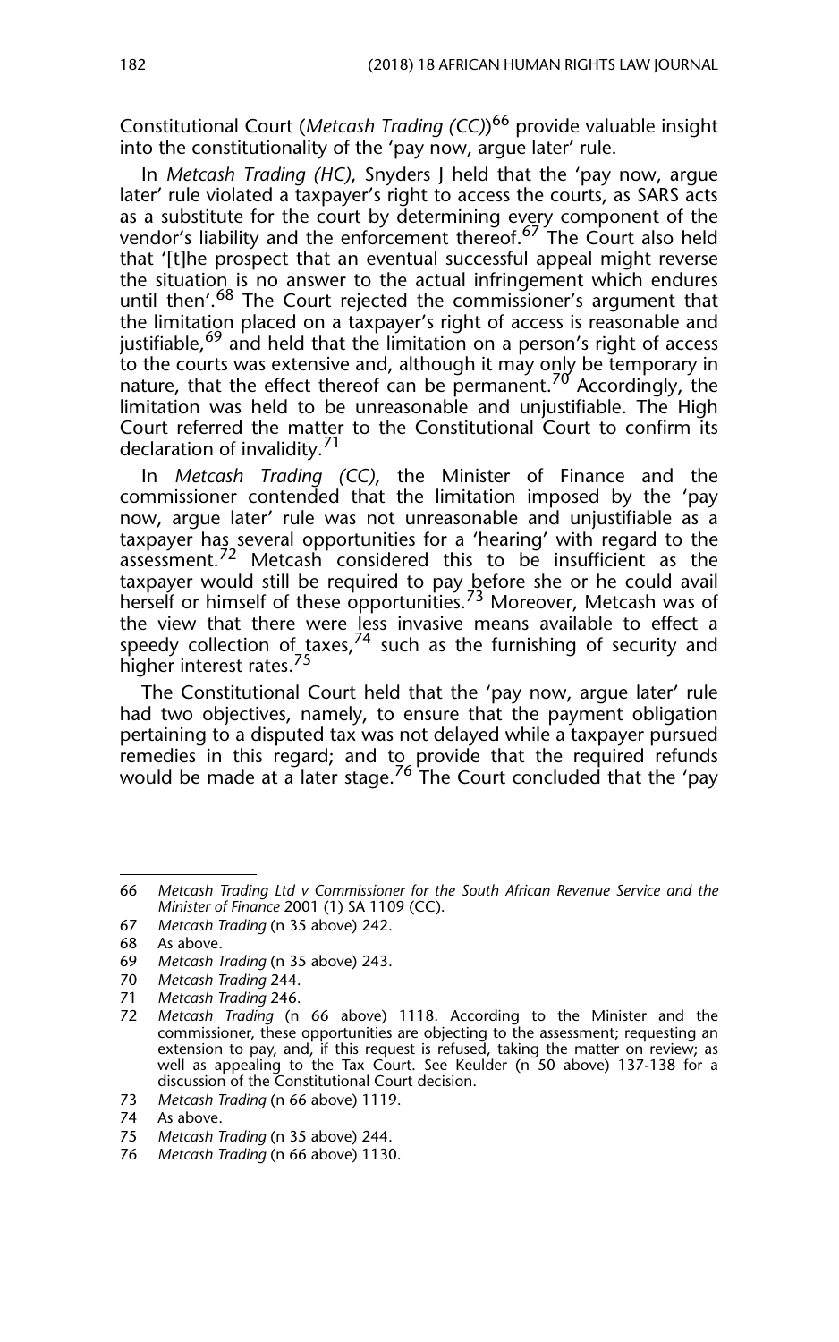Constitutional Court (*Metcash Trading (CC)*)[66] provide valuable insight into the constitutionality of the 'pay now, argue later' rule.

In *Metcash Trading (HC)*, Snyders J held that the 'pay now, argue later' rule violated a taxpayer's right to access the courts, as SARS acts as a substitute for the court by determining every component of the vendor's liability and the enforcement thereof.[67] The Court also held that '[t]he prospect that an eventual successful appeal might reverse the situation is no answer to the actual infringement which endures until then'.[68] The Court rejected the commissioner's argument that the limitation placed on a taxpayer's right of access is reasonable and justifiable,[69] and held that the limitation on a person's right of access to the courts was extensive and, although it may only be temporary in nature, that the effect thereof can be permanent.[70] Accordingly, the limitation was held to be unreasonable and unjustifiable. The High Court referred the matter to the Constitutional Court to confirm its declaration of invalidity.[71]

In *Metcash Trading (CC)*, the Minister of Finance and the commissioner contended that the limitation imposed by the 'pay now, argue later' rule was not unreasonable and unjustifiable as a taxpayer has several opportunities for a 'hearing' with regard to the assessment.[72] Metcash considered this to be insufficient as the taxpayer would still be required to pay before she or he could avail herself or himself of these opportunities.[73] Moreover, Metcash was of the view that there were less invasive means available to effect a speedy collection of taxes,[74] such as the furnishing of security and higher interest rates.[75]

The Constitutional Court held that the 'pay now, argue later' rule had two objectives, namely, to ensure that the payment obligation pertaining to a disputed tax was not delayed while a taxpayer pursued remedies in this regard; and to provide that the required refunds would be made at a later stage.[76] The Court concluded that the 'pay

---

66 *Metcash Trading Ltd v Commissioner for the South African Revenue Service and the Minister of Finance* 2001 (1) SA 1109 (CC).

67 *Metcash Trading* (n 35 above) 242.

68 As above.

69 *Metcash Trading* (n 35 above) 243.

70 *Metcash Trading* 244.

71 *Metcash Trading* 246.

72 *Metcash Trading* (n 66 above) 1118. According to the Minister and the commissioner, these opportunities are objecting to the assessment; requesting an extension to pay, and, if this request is refused, taking the matter on review; as well as appealing to the Tax Court. See Keulder (n 50 above) 137-138 for a discussion of the Constitutional Court decision.

73 *Metcash Trading* (n 66 above) 1119.

74 As above.

75 *Metcash Trading* (n 35 above) 244.

76 *Metcash Trading* (n 66 above) 1130.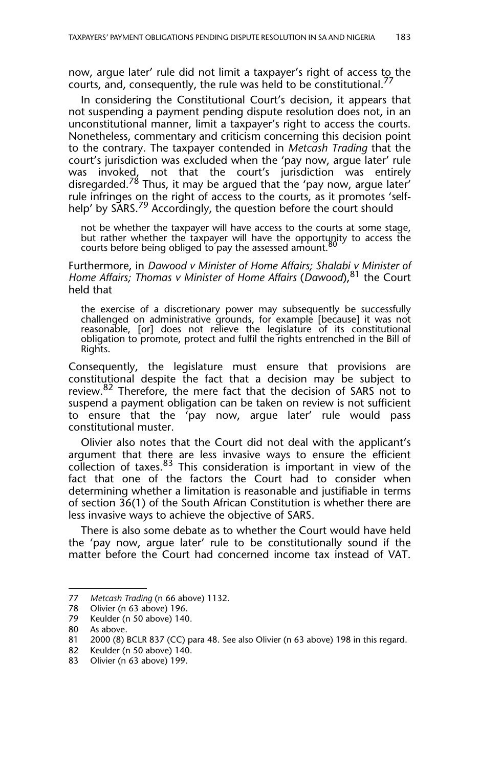now, argue later' rule did not limit a taxpayer's right of access to the courts, and, consequently, the rule was held to be constitutional.[77]

In considering the Constitutional Court's decision, it appears that not suspending a payment pending dispute resolution does not, in an unconstitutional manner, limit a taxpayer's right to access the courts. Nonetheless, commentary and criticism concerning this decision point to the contrary. The taxpayer contended in *Metcash Trading* that the court's jurisdiction was excluded when the 'pay now, argue later' rule was invoked, not that the court's jurisdiction was entirely disregarded.[78] Thus, it may be argued that the 'pay now, argue later' rule infringes on the right of access to the courts, as it promotes 'self-help' by SARS.[79] Accordingly, the question before the court should

> not be whether the taxpayer will have access to the courts at some stage, but rather whether the taxpayer will have the opportunity to access the courts before being obliged to pay the assessed amount.[80]

Furthermore, in *Dawood v Minister of Home Affairs; Shalabi v Minister of Home Affairs; Thomas v Minister of Home Affairs* (*Dawood*),[81] the Court held that

> the exercise of a discretionary power may subsequently be successfully challenged on administrative grounds, for example [because] it was not reasonable, [or] does not relieve the legislature of its constitutional obligation to promote, protect and fulfil the rights entrenched in the Bill of Rights.

Consequently, the legislature must ensure that provisions are constitutional despite the fact that a decision may be subject to review.[82] Therefore, the mere fact that the decision of SARS not to suspend a payment obligation can be taken on review is not sufficient to ensure that the 'pay now, argue later' rule would pass constitutional muster.

Olivier also notes that the Court did not deal with the applicant's argument that there are less invasive ways to ensure the efficient collection of taxes.[83] This consideration is important in view of the fact that one of the factors the Court had to consider when determining whether a limitation is reasonable and justifiable in terms of section 36(1) of the South African Constitution is whether there are less invasive ways to achieve the objective of SARS.

There is also some debate as to whether the Court would have held the 'pay now, argue later' rule to be constitutionally sound if the matter before the Court had concerned income tax instead of VAT.

---

77 *Metcash Trading* (n 66 above) 1132.
78 Olivier (n 63 above) 196.
79 Keulder (n 50 above) 140.
80 As above.
81 2000 (8) BCLR 837 (CC) para 48. See also Olivier (n 63 above) 198 in this regard.
82 Keulder (n 50 above) 140.
83 Olivier (n 63 above) 199.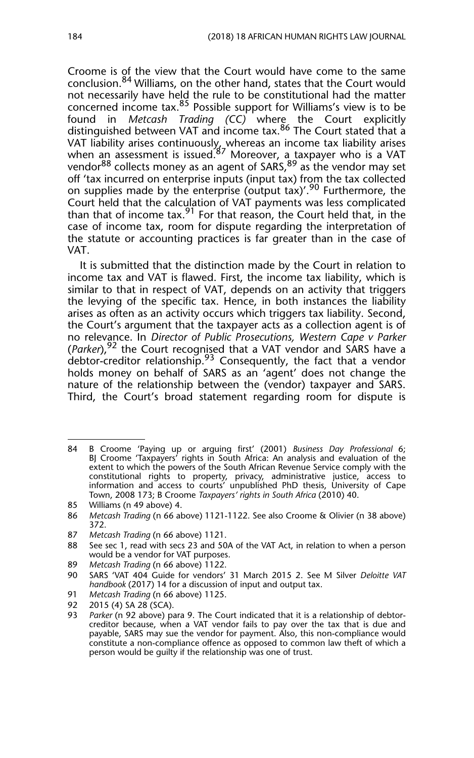Croome is of the view that the Court would have come to the same conclusion.[84] Williams, on the other hand, states that the Court would not necessarily have held the rule to be constitutional had the matter concerned income tax.[85] Possible support for Williams's view is to be found in *Metcash Trading (CC)* where the Court explicitly distinguished between VAT and income tax.[86] The Court stated that a VAT liability arises continuously, whereas an income tax liability arises when an assessment is issued.[87] Moreover, a taxpayer who is a VAT vendor[88] collects money as an agent of SARS,[89] as the vendor may set off 'tax incurred on enterprise inputs (input tax) from the tax collected on supplies made by the enterprise (output tax)'.[90] Furthermore, the Court held that the calculation of VAT payments was less complicated than that of income tax.[91] For that reason, the Court held that, in the case of income tax, room for dispute regarding the interpretation of the statute or accounting practices is far greater than in the case of VAT.

It is submitted that the distinction made by the Court in relation to income tax and VAT is flawed. First, the income tax liability, which is similar to that in respect of VAT, depends on an activity that triggers the levying of the specific tax. Hence, in both instances the liability arises as often as an activity occurs which triggers tax liability. Second, the Court's argument that the taxpayer acts as a collection agent is of no relevance. In *Director of Public Prosecutions, Western Cape v Parker* (*Parker*),[92] the Court recognised that a VAT vendor and SARS have a debtor-creditor relationship.[93] Consequently, the fact that a vendor holds money on behalf of SARS as an 'agent' does not change the nature of the relationship between the (vendor) taxpayer and SARS. Third, the Court's broad statement regarding room for dispute is

---

84 B Croome 'Paying up or arguing first' (2001) *Business Day Professional* 6; BJ Croome 'Taxpayers' rights in South Africa: An analysis and evaluation of the extent to which the powers of the South African Revenue Service comply with the constitutional rights to property, privacy, administrative justice, access to information and access to courts' unpublished PhD thesis, University of Cape Town, 2008 173; B Croome *Taxpayers' rights in South Africa* (2010) 40.

85 Williams (n 49 above) 4.

86 *Metcash Trading* (n 66 above) 1121-1122. See also Croome & Olivier (n 38 above) 372.

87 *Metcash Trading* (n 66 above) 1121.

88 See sec 1, read with secs 23 and 50A of the VAT Act, in relation to when a person would be a vendor for VAT purposes.

89 *Metcash Trading* (n 66 above) 1122.

90 SARS 'VAT 404 Guide for vendors' 31 March 2015 2. See M Silver *Deloitte VAT handbook* (2017) 14 for a discussion of input and output tax.

91 *Metcash Trading* (n 66 above) 1125.

92 2015 (4) SA 28 (SCA).

93 *Parker* (n 92 above) para 9. The Court indicated that it is a relationship of debtor-creditor because, when a VAT vendor fails to pay over the tax that is due and payable, SARS may sue the vendor for payment. Also, this non-compliance would constitute a non-compliance offence as opposed to common law theft of which a person would be guilty if the relationship was one of trust.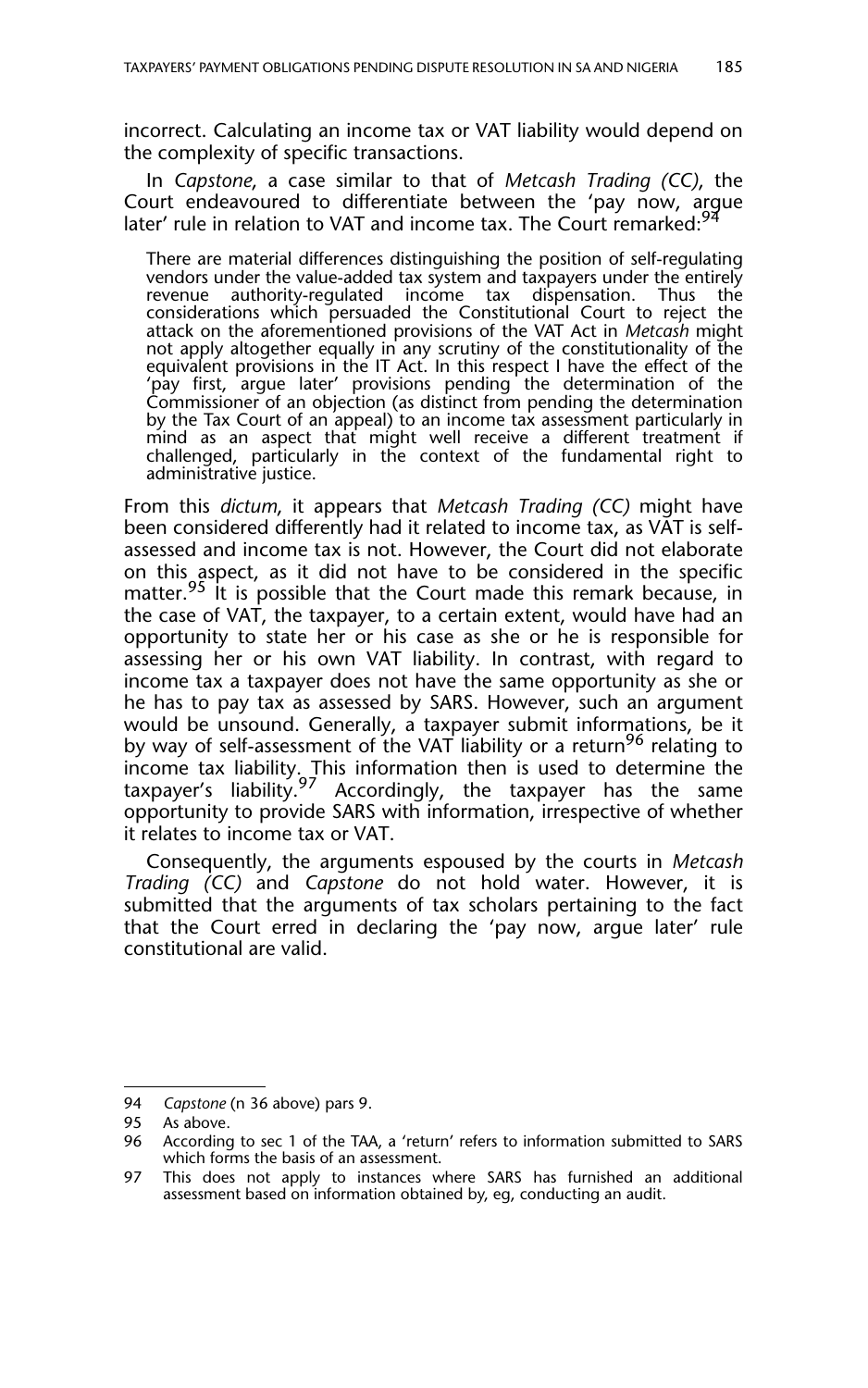incorrect. Calculating an income tax or VAT liability would depend on the complexity of specific transactions.

In *Capstone*, a case similar to that of *Metcash Trading (CC)*, the Court endeavoured to differentiate between the 'pay now, argue later' rule in relation to VAT and income tax. The Court remarked:[94]

> There are material differences distinguishing the position of self-regulating vendors under the value-added tax system and taxpayers under the entirely revenue authority-regulated income tax dispensation. Thus the considerations which persuaded the Constitutional Court to reject the attack on the aforementioned provisions of the VAT Act in *Metcash* might not apply altogether equally in any scrutiny of the constitutionality of the equivalent provisions in the IT Act. In this respect I have the effect of the 'pay first, argue later' provisions pending the determination of the Commissioner of an objection (as distinct from pending the determination by the Tax Court of an appeal) to an income tax assessment particularly in mind as an aspect that might well receive a different treatment if challenged, particularly in the context of the fundamental right to administrative justice.

From this *dictum*, it appears that *Metcash Trading (CC)* might have been considered differently had it related to income tax, as VAT is self-assessed and income tax is not. However, the Court did not elaborate on this aspect, as it did not have to be considered in the specific matter.[95] It is possible that the Court made this remark because, in the case of VAT, the taxpayer, to a certain extent, would have had an opportunity to state her or his case as she or he is responsible for assessing her or his own VAT liability. In contrast, with regard to income tax a taxpayer does not have the same opportunity as she or he has to pay tax as assessed by SARS. However, such an argument would be unsound. Generally, a taxpayer submit informations, be it by way of self-assessment of the VAT liability or a return[96] relating to income tax liability. This information then is used to determine the taxpayer's liability.[97] Accordingly, the taxpayer has the same opportunity to provide SARS with information, irrespective of whether it relates to income tax or VAT.

Consequently, the arguments espoused by the courts in *Metcash Trading (CC)* and *Capstone* do not hold water. However, it is submitted that the arguments of tax scholars pertaining to the fact that the Court erred in declaring the 'pay now, argue later' rule constitutional are valid.

---

94 *Capstone* (n 36 above) pars 9.

95 As above.

96 According to sec 1 of the TAA, a 'return' refers to information submitted to SARS which forms the basis of an assessment.

97 This does not apply to instances where SARS has furnished an additional assessment based on information obtained by, eg, conducting an audit.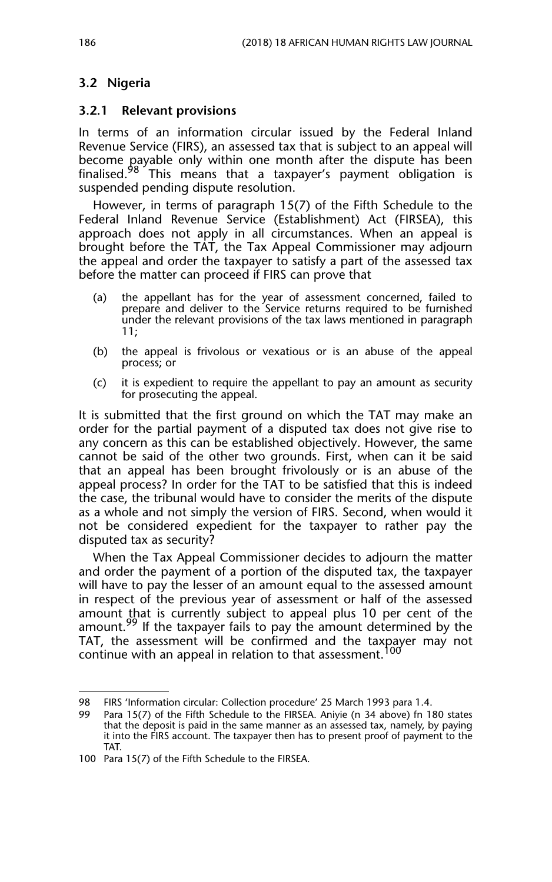### 3.2 Nigeria

#### 3.2.1 Relevant provisions

In terms of an information circular issued by the Federal Inland Revenue Service (FIRS), an assessed tax that is subject to an appeal will become payable only within one month after the dispute has been finalised.[98] This means that a taxpayer's payment obligation is suspended pending dispute resolution.

However, in terms of paragraph 15(7) of the Fifth Schedule to the Federal Inland Revenue Service (Establishment) Act (FIRSEA), this approach does not apply in all circumstances. When an appeal is brought before the TAT, the Tax Appeal Commissioner may adjourn the appeal and order the taxpayer to satisfy a part of the assessed tax before the matter can proceed if FIRS can prove that

> (a) the appellant has for the year of assessment concerned, failed to prepare and deliver to the Service returns required to be furnished under the relevant provisions of the tax laws mentioned in paragraph 11;
>
> (b) the appeal is frivolous or vexatious or is an abuse of the appeal process; or
>
> (c) it is expedient to require the appellant to pay an amount as security for prosecuting the appeal.

It is submitted that the first ground on which the TAT may make an order for the partial payment of a disputed tax does not give rise to any concern as this can be established objectively. However, the same cannot be said of the other two grounds. First, when can it be said that an appeal has been brought frivolously or is an abuse of the appeal process? In order for the TAT to be satisfied that this is indeed the case, the tribunal would have to consider the merits of the dispute as a whole and not simply the version of FIRS. Second, when would it not be considered expedient for the taxpayer to rather pay the disputed tax as security?

When the Tax Appeal Commissioner decides to adjourn the matter and order the payment of a portion of the disputed tax, the taxpayer will have to pay the lesser of an amount equal to the assessed amount in respect of the previous year of assessment or half of the assessed amount that is currently subject to appeal plus 10 per cent of the amount.[99] If the taxpayer fails to pay the amount determined by the TAT, the assessment will be confirmed and the taxpayer may not continue with an appeal in relation to that assessment.[100]

---

98 FIRS 'Information circular: Collection procedure' 25 March 1993 para 1.4.

99 Para 15(7) of the Fifth Schedule to the FIRSEA. Aniyie (n 34 above) fn 180 states that the deposit is paid in the same manner as an assessed tax, namely, by paying it into the FIRS account. The taxpayer then has to present proof of payment to the TAT.

100 Para 15(7) of the Fifth Schedule to the FIRSEA.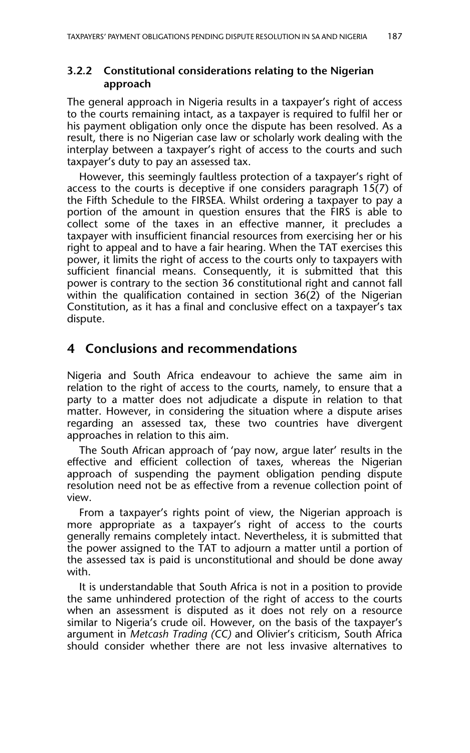### 3.2.2 Constitutional considerations relating to the Nigerian approach

The general approach in Nigeria results in a taxpayer's right of access to the courts remaining intact, as a taxpayer is required to fulfil her or his payment obligation only once the dispute has been resolved. As a result, there is no Nigerian case law or scholarly work dealing with the interplay between a taxpayer's right of access to the courts and such taxpayer's duty to pay an assessed tax.

However, this seemingly faultless protection of a taxpayer's right of access to the courts is deceptive if one considers paragraph 15(7) of the Fifth Schedule to the FIRSEA. Whilst ordering a taxpayer to pay a portion of the amount in question ensures that the FIRS is able to collect some of the taxes in an effective manner, it precludes a taxpayer with insufficient financial resources from exercising her or his right to appeal and to have a fair hearing. When the TAT exercises this power, it limits the right of access to the courts only to taxpayers with sufficient financial means. Consequently, it is submitted that this power is contrary to the section 36 constitutional right and cannot fall within the qualification contained in section 36(2) of the Nigerian Constitution, as it has a final and conclusive effect on a taxpayer's tax dispute.

## 4 Conclusions and recommendations

Nigeria and South Africa endeavour to achieve the same aim in relation to the right of access to the courts, namely, to ensure that a party to a matter does not adjudicate a dispute in relation to that matter. However, in considering the situation where a dispute arises regarding an assessed tax, these two countries have divergent approaches in relation to this aim.

The South African approach of 'pay now, argue later' results in the effective and efficient collection of taxes, whereas the Nigerian approach of suspending the payment obligation pending dispute resolution need not be as effective from a revenue collection point of view.

From a taxpayer's rights point of view, the Nigerian approach is more appropriate as a taxpayer's right of access to the courts generally remains completely intact. Nevertheless, it is submitted that the power assigned to the TAT to adjourn a matter until a portion of the assessed tax is paid is unconstitutional and should be done away with.

It is understandable that South Africa is not in a position to provide the same unhindered protection of the right of access to the courts when an assessment is disputed as it does not rely on a resource similar to Nigeria's crude oil. However, on the basis of the taxpayer's argument in *Metcash Trading (CC)* and Olivier's criticism, South Africa should consider whether there are not less invasive alternatives to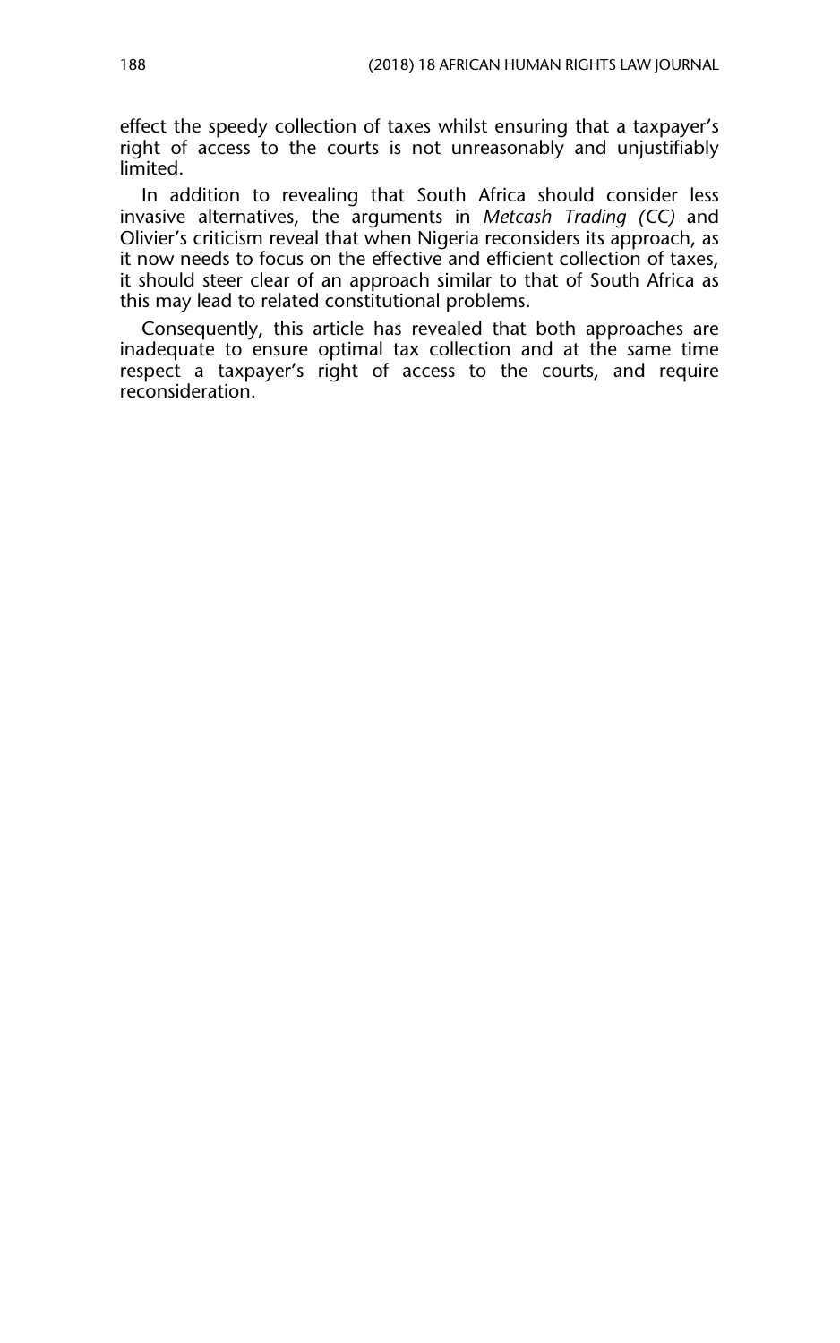effect the speedy collection of taxes whilst ensuring that a taxpayer's right of access to the courts is not unreasonably and unjustifiably limited.

In addition to revealing that South Africa should consider less invasive alternatives, the arguments in *Metcash Trading (CC)* and Olivier's criticism reveal that when Nigeria reconsiders its approach, as it now needs to focus on the effective and efficient collection of taxes, it should steer clear of an approach similar to that of South Africa as this may lead to related constitutional problems.

Consequently, this article has revealed that both approaches are inadequate to ensure optimal tax collection and at the same time respect a taxpayer's right of access to the courts, and require reconsideration.